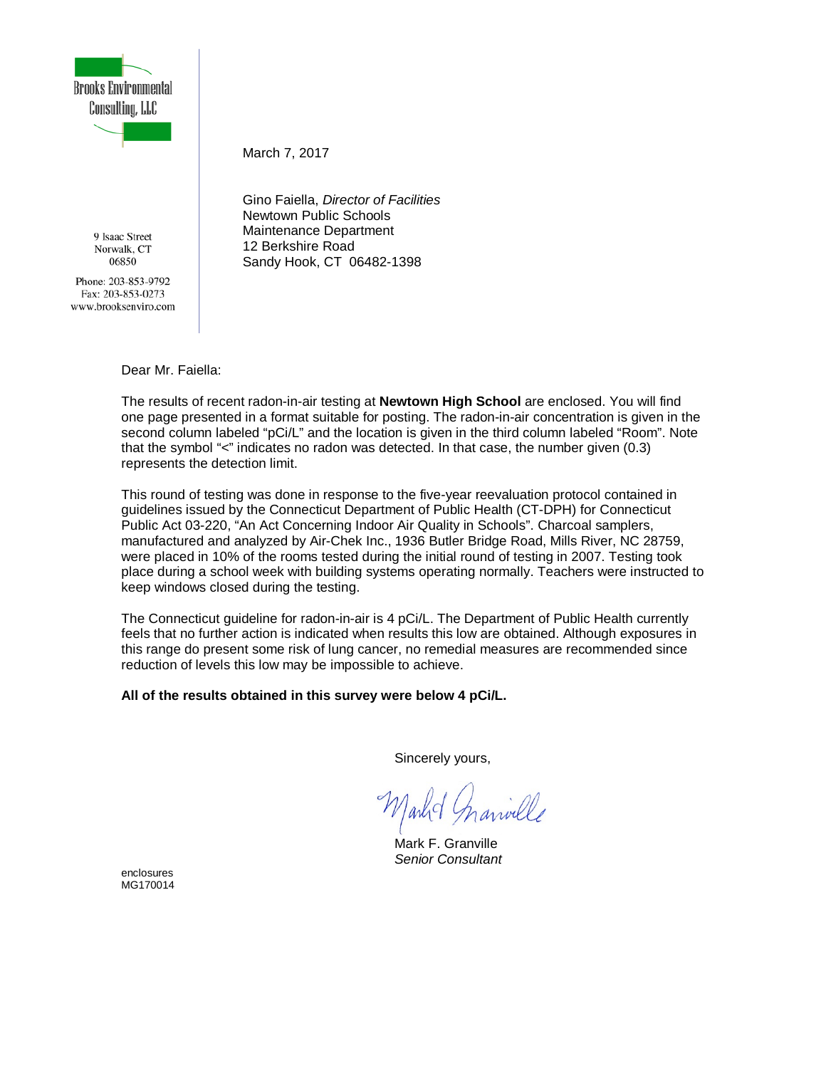Brooks Environmental Consulting, LLC

9 Isaac Street
Norwalk, CT
06850

Phone: 203-853-9792
Fax: 203-853-0273
www.brooksenviro.com

March 7, 2017

Gino Faiella, *Director of Facilities*
Newtown Public Schools
Maintenance Department
12 Berkshire Road
Sandy Hook, CT 06482-1398

Dear Mr. Faiella:

The results of recent radon-in-air testing at **Newtown High School** are enclosed. You will find one page presented in a format suitable for posting. The radon-in-air concentration is given in the second column labeled "pCi/L" and the location is given in the third column labeled "Room". Note that the symbol "<" indicates no radon was detected. In that case, the number given (0.3) represents the detection limit.

This round of testing was done in response to the five-year reevaluation protocol contained in guidelines issued by the Connecticut Department of Public Health (CT-DPH) for Connecticut Public Act 03-220, "An Act Concerning Indoor Air Quality in Schools". Charcoal samplers, manufactured and analyzed by Air-Chek Inc., 1936 Butler Bridge Road, Mills River, NC 28759, were placed in 10% of the rooms tested during the initial round of testing in 2007. Testing took place during a school week with building systems operating normally. Teachers were instructed to keep windows closed during the testing.

The Connecticut guideline for radon-in-air is 4 pCi/L. The Department of Public Health currently feels that no further action is indicated when results this low are obtained. Although exposures in this range do present some risk of lung cancer, no remedial measures are recommended since reduction of levels this low may be impossible to achieve.

**All of the results obtained in this survey were below 4 pCi/L.**

Sincerely yours,

Mark F. Granville
*Senior Consultant*

enclosures
MG170014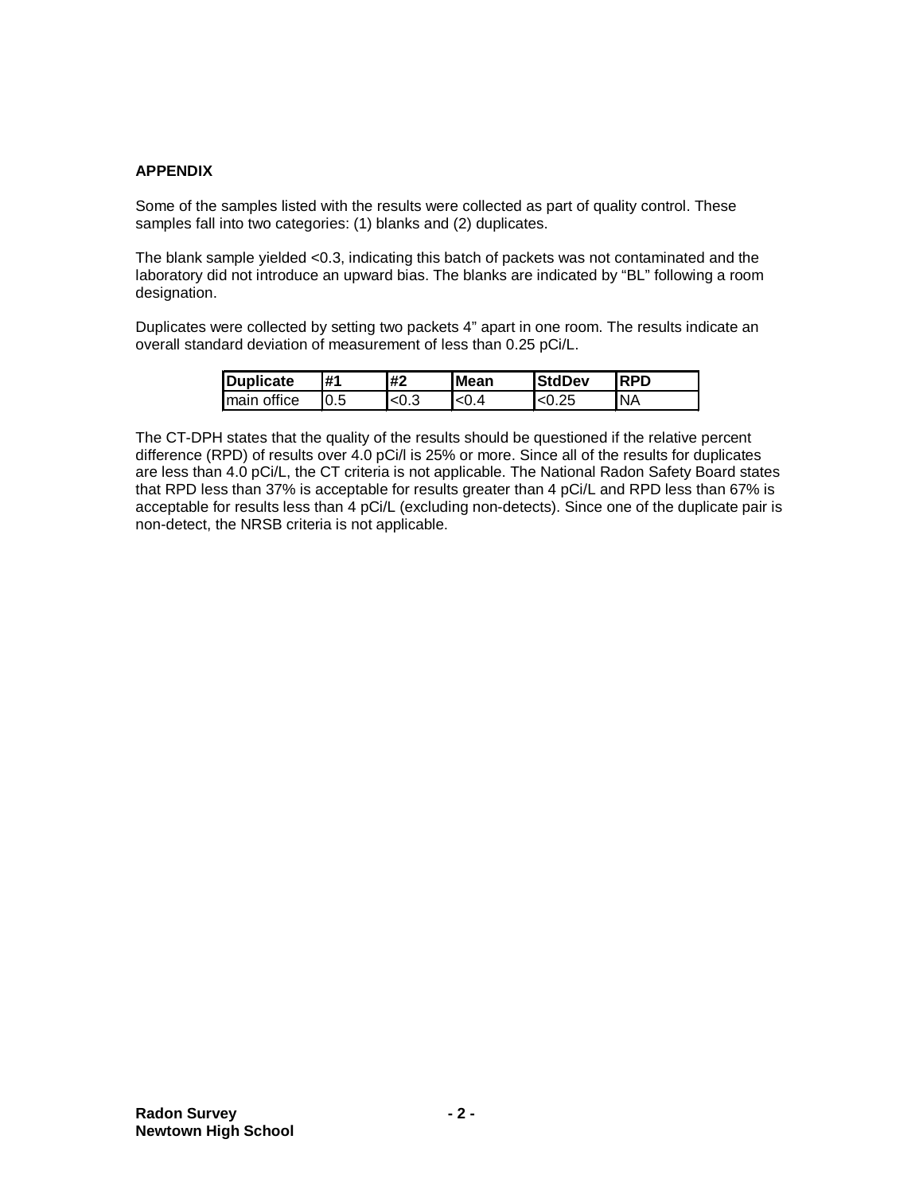## APPENDIX

Some of the samples listed with the results were collected as part of quality control. These samples fall into two categories: (1) blanks and (2) duplicates.

The blank sample yielded <0.3, indicating this batch of packets was not contaminated and the laboratory did not introduce an upward bias. The blanks are indicated by "BL" following a room designation.

Duplicates were collected by setting two packets 4" apart in one room. The results indicate an overall standard deviation of measurement of less than 0.25 pCi/L.

| Duplicate | #1 | #2 | Mean | StdDev | RPD |
|---|---|---|---|---|---|
| main office | 0.5 | <0.3 | <0.4 | <0.25 | NA |

The CT-DPH states that the quality of the results should be questioned if the relative percent difference (RPD) of results over 4.0 pCi/l is 25% or more. Since all of the results for duplicates are less than 4.0 pCi/L, the CT criteria is not applicable. The National Radon Safety Board states that RPD less than 37% is acceptable for results greater than 4 pCi/L and RPD less than 67% is acceptable for results less than 4 pCi/L (excluding non-detects). Since one of the duplicate pair is non-detect, the NRSB criteria is not applicable.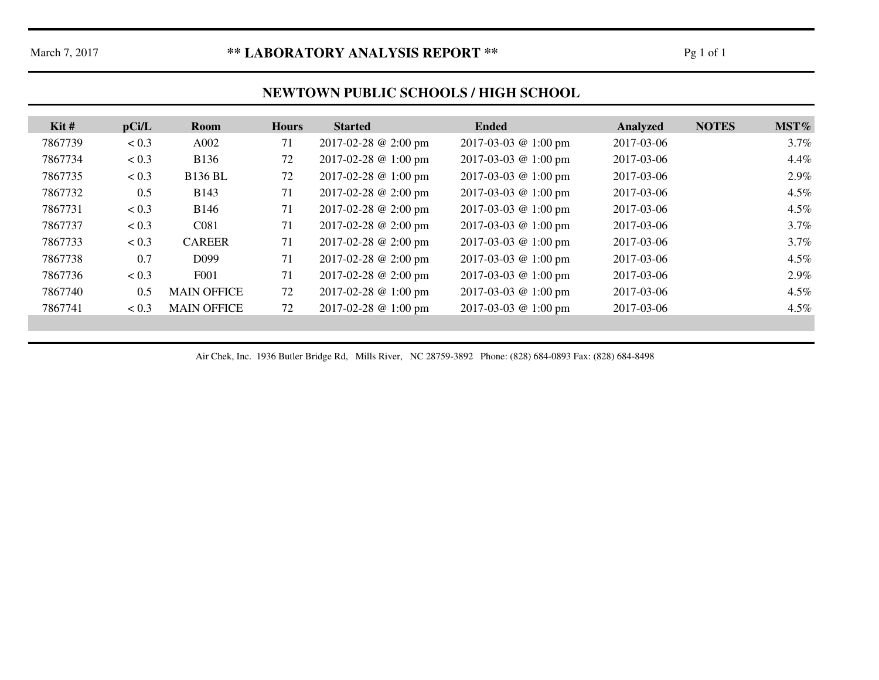March 7, 2017

# ** LABORATORY ANALYSIS REPORT **

## NEWTOWN PUBLIC SCHOOLS / HIGH SCHOOL

| Kit # | pCi/L | Room | Hours | Started | Ended | Analyzed | NOTES | MST% |
|---|---|---|---|---|---|---|---|---|
| 7867739 | < 0.3 | A002 | 71 | 2017-02-28 @ 2:00 pm | 2017-03-03 @ 1:00 pm | 2017-03-06 | | 3.7% |
| 7867734 | < 0.3 | B136 | 72 | 2017-02-28 @ 1:00 pm | 2017-03-03 @ 1:00 pm | 2017-03-06 | | 4.4% |
| 7867735 | < 0.3 | B136 BL | 72 | 2017-02-28 @ 1:00 pm | 2017-03-03 @ 1:00 pm | 2017-03-06 | | 2.9% |
| 7867732 | 0.5 | B143 | 71 | 2017-02-28 @ 2:00 pm | 2017-03-03 @ 1:00 pm | 2017-03-06 | | 4.5% |
| 7867731 | < 0.3 | B146 | 71 | 2017-02-28 @ 2:00 pm | 2017-03-03 @ 1:00 pm | 2017-03-06 | | 4.5% |
| 7867737 | < 0.3 | C081 | 71 | 2017-02-28 @ 2:00 pm | 2017-03-03 @ 1:00 pm | 2017-03-06 | | 3.7% |
| 7867733 | < 0.3 | CAREER | 71 | 2017-02-28 @ 2:00 pm | 2017-03-03 @ 1:00 pm | 2017-03-06 | | 3.7% |
| 7867738 | 0.7 | D099 | 71 | 2017-02-28 @ 2:00 pm | 2017-03-03 @ 1:00 pm | 2017-03-06 | | 4.5% |
| 7867736 | < 0.3 | F001 | 71 | 2017-02-28 @ 2:00 pm | 2017-03-03 @ 1:00 pm | 2017-03-06 | | 2.9% |
| 7867740 | 0.5 | MAIN OFFICE | 72 | 2017-02-28 @ 1:00 pm | 2017-03-03 @ 1:00 pm | 2017-03-06 | | 4.5% |
| 7867741 | < 0.3 | MAIN OFFICE | 72 | 2017-02-28 @ 1:00 pm | 2017-03-03 @ 1:00 pm | 2017-03-06 | | 4.5% |

Air Chek, Inc. 1936 Butler Bridge Rd, Mills River, NC 28759-3892 Phone: (828) 684-0893 Fax: (828) 684-8498